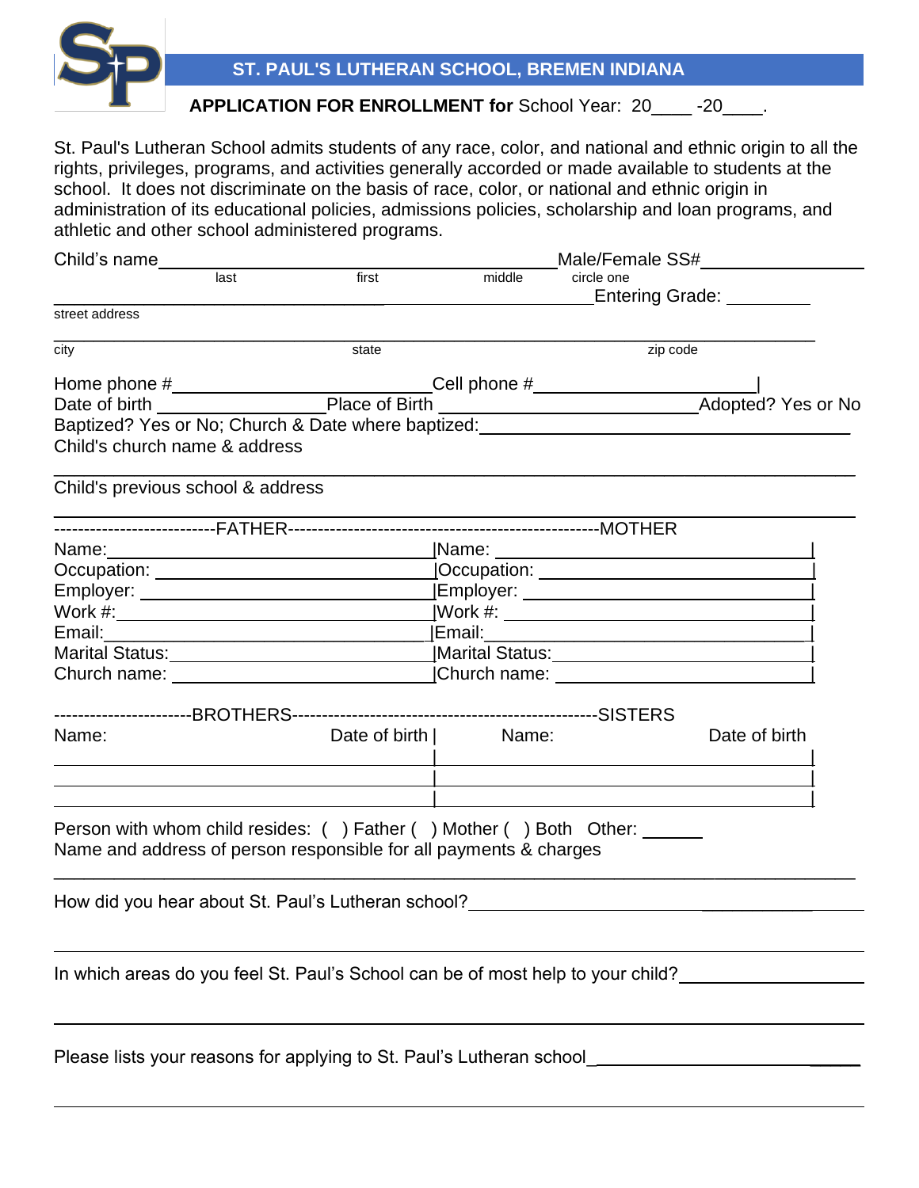## ST. PAUL'S LUTHERAN SCHOOL, BREMEN INDIANA

**APPLICATION FOR ENROLLMENT for** School Year: 20____ -20____.

St. Paul's Lutheran School admits students of any race, color, and national and ethnic origin to all the rights, privileges, programs, and activities generally accorded or made available to students at the school. It does not discriminate on the basis of race, color, or national and ethnic origin in administration of its educational policies, admissions policies, scholarship and loan programs, and athletic and other school administered programs.

Child's name_______________________________________ Male/Female SS#______________
last first middle circle one

_______________________________________________ Entering Grade: _________
street address

_______________________________________________________________
city state zip code

Home phone #______________________ Cell phone #______________________
Date of birth _______________ Place of Birth ______________________ Adopted? Yes or No
Baptized? Yes or No; Church & Date where baptized:______________________________
Child's church name & address

_______________________________________________________________

Child's previous school & address

_______________________________________________________________

| --------------------------FATHER | --------------------------MOTHER |
|---|---|
| Name: | Name: |
| Occupation: | Occupation: |
| Employer: | Employer: |
| Work #: | Work #: |
| Email: | Email: |
| Marital Status: | Marital Status: |
| Church name: | Church name: |

| ----------------------BROTHERS Name: | Date of birth | -----------------SISTERS Name: | Date of birth |
|---|---|---|---|
| | | | |
| | | | |
| | | | |

Person with whom child resides: ( ) Father ( ) Mother ( ) Both Other: ______
Name and address of person responsible for all payments & charges

_______________________________________________________________

How did you hear about St. Paul's Lutheran school?______________________________

_______________________________________________________________

In which areas do you feel St. Paul's School can be of most help to your child?______________

_______________________________________________________________

Please lists your reasons for applying to St. Paul's Lutheran school_______________________

_______________________________________________________________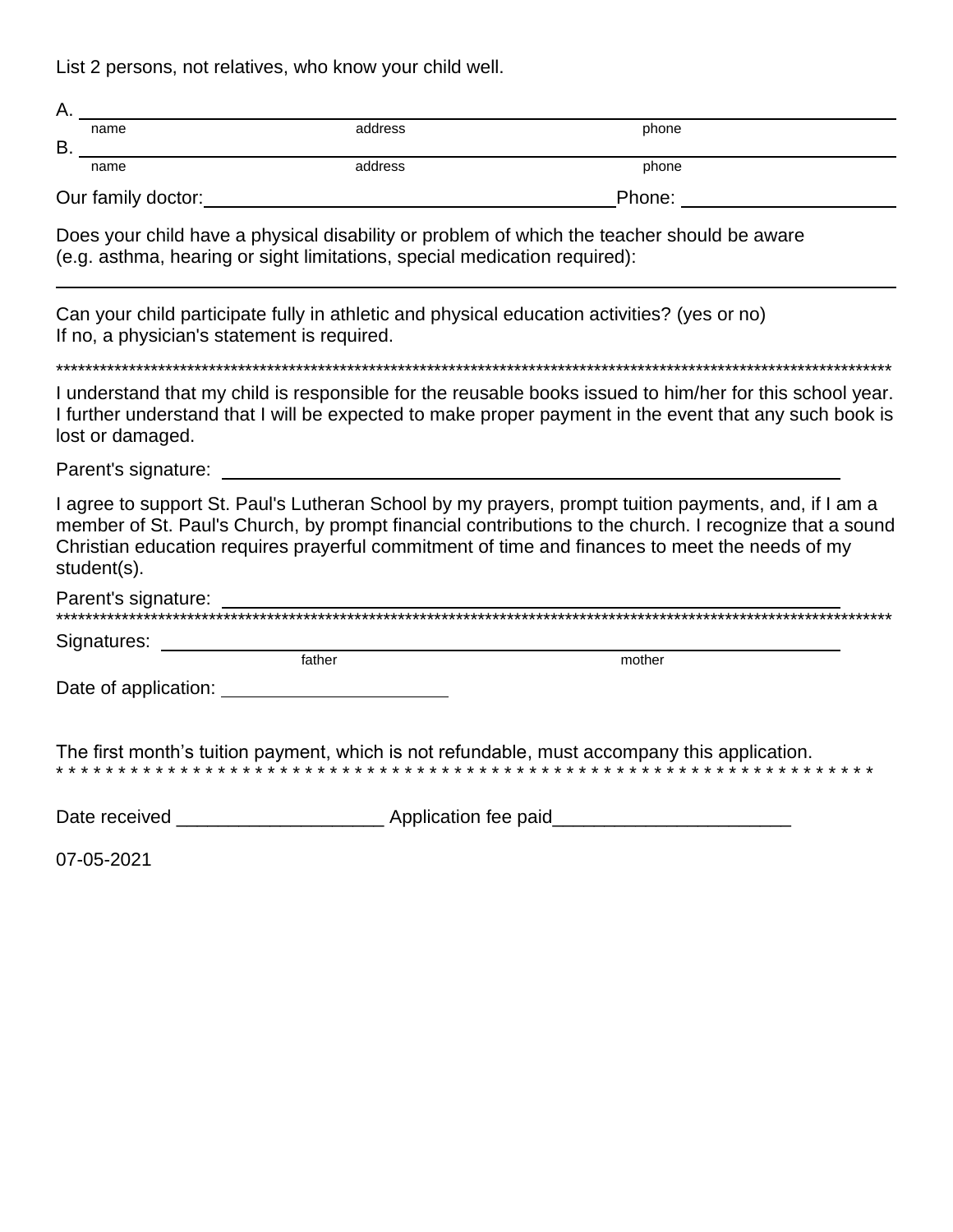List 2 persons, not relatives, who know your child well.

A. ________________________________________________________________________________
name address phone

B. ________________________________________________________________________________
name address phone

Our family doctor:________________________________________Phone: ____________________

Does your child have a physical disability or problem of which the teacher should be aware (e.g. asthma, hearing or sight limitations, special medication required):

________________________________________________________________________________

Can your child participate fully in athletic and physical education activities? (yes or no)
If no, a physician's statement is required.

**********************************************************************************************************************

I understand that my child is responsible for the reusable books issued to him/her for this school year. I further understand that I will be expected to make proper payment in the event that any such book is lost or damaged.

Parent's signature: ________________________________________________________________

I agree to support St. Paul's Lutheran School by my prayers, prompt tuition payments, and, if I am a member of St. Paul's Church, by prompt financial contributions to the church. I recognize that a sound Christian education requires prayerful commitment of time and finances to meet the needs of my student(s).

Parent's signature: ________________________________________________________________

**********************************************************************************************************************

Signatures: ________________________________________________________________________
father mother

Date of application: ______________________

The first month’s tuition payment, which is not refundable, must accompany this application.

* * * * * * * * * * * * * * * * * * * * * * * * * * * * * * * * * * * * * * * * * * * * * * * * * * * * * * * * * * * * * * * * * * * *

Date received ___________________ Application fee paid______________________

07-05-2021